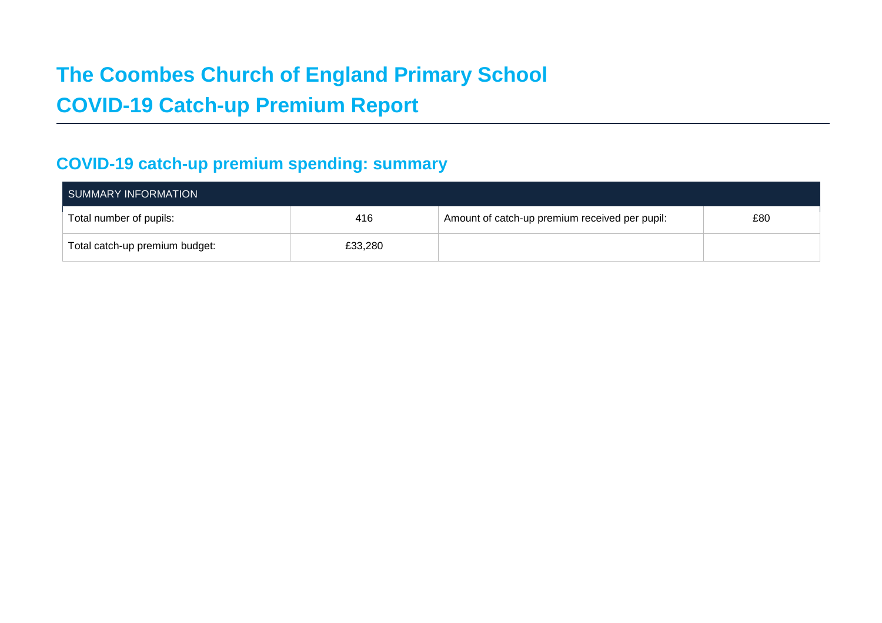# The Coombes Church of England Primary School
# COVID-19 Catch-up Premium Report

## COVID-19 catch-up premium spending: summary

| SUMMARY INFORMATION | | | |
|---|---|---|---|
| Total number of pupils: | 416 | Amount of catch-up premium received per pupil: | £80 |
| Total catch-up premium budget: | £33,280 | | |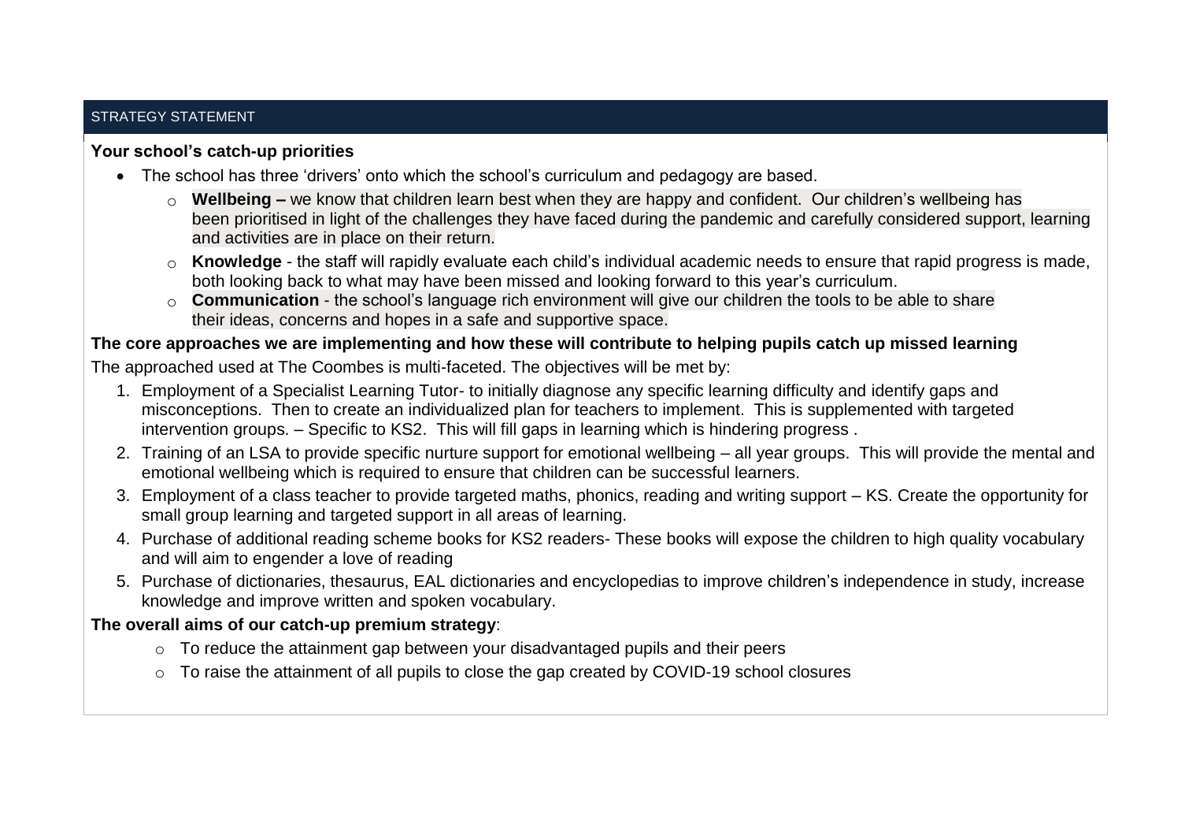STRATEGY STATEMENT

**Your school's catch-up priorities**

- The school has three 'drivers' onto which the school's curriculum and pedagogy are based.
  - **Wellbeing –** we know that children learn best when they are happy and confident. Our children's wellbeing has been prioritised in light of the challenges they have faced during the pandemic and carefully considered support, learning and activities are in place on their return.
  - **Knowledge** - the staff will rapidly evaluate each child's individual academic needs to ensure that rapid progress is made, both looking back to what may have been missed and looking forward to this year's curriculum.
  - **Communication** - the school's language rich environment will give our children the tools to be able to share their ideas, concerns and hopes in a safe and supportive space.

**The core approaches we are implementing and how these will contribute to helping pupils catch up missed learning**

The approached used at The Coombes is multi-faceted. The objectives will be met by:

1. Employment of a Specialist Learning Tutor- to initially diagnose any specific learning difficulty and identify gaps and misconceptions. Then to create an individualized plan for teachers to implement. This is supplemented with targeted intervention groups. – Specific to KS2. This will fill gaps in learning which is hindering progress .
2. Training of an LSA to provide specific nurture support for emotional wellbeing – all year groups. This will provide the mental and emotional wellbeing which is required to ensure that children can be successful learners.
3. Employment of a class teacher to provide targeted maths, phonics, reading and writing support – KS. Create the opportunity for small group learning and targeted support in all areas of learning.
4. Purchase of additional reading scheme books for KS2 readers- These books will expose the children to high quality vocabulary and will aim to engender a love of reading
5. Purchase of dictionaries, thesaurus, EAL dictionaries and encyclopedias to improve children's independence in study, increase knowledge and improve written and spoken vocabulary.

**The overall aims of our catch-up premium strategy**:

- To reduce the attainment gap between your disadvantaged pupils and their peers
- To raise the attainment of all pupils to close the gap created by COVID-19 school closures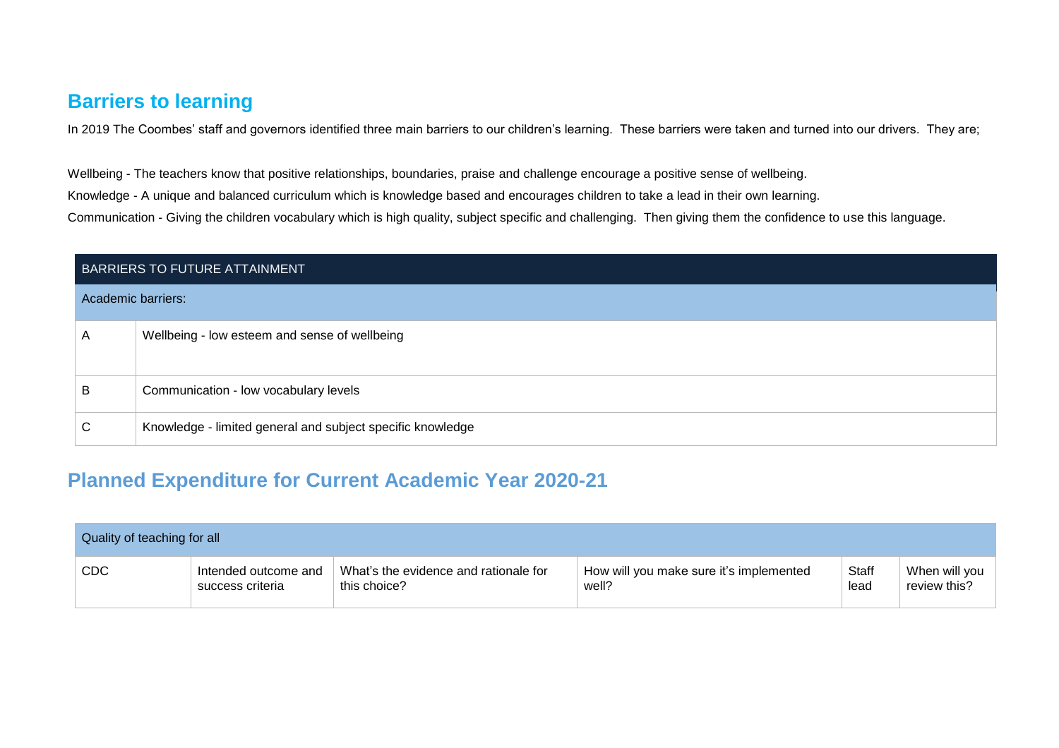## Barriers to learning

In 2019 The Coombes' staff and governors identified three main barriers to our children's learning. These barriers were taken and turned into our drivers. They are;

Wellbeing - The teachers know that positive relationships, boundaries, praise and challenge encourage a positive sense of wellbeing.

Knowledge - A unique and balanced curriculum which is knowledge based and encourages children to take a lead in their own learning.

Communication - Giving the children vocabulary which is high quality, subject specific and challenging. Then giving them the confidence to use this language.

| BARRIERS TO FUTURE ATTAINMENT | |
|---|---|
| Academic barriers: | |
| A | Wellbeing - low esteem and sense of wellbeing |
| B | Communication - low vocabulary levels |
| C | Knowledge - limited general and subject specific knowledge |

## Planned Expenditure for Current Academic Year 2020-21

| Quality of teaching for all | | | | | |
|---|---|---|---|---|---|
| CDC | Intended outcome and success criteria | What's the evidence and rationale for this choice? | How will you make sure it's implemented well? | Staff lead | When will you review this? |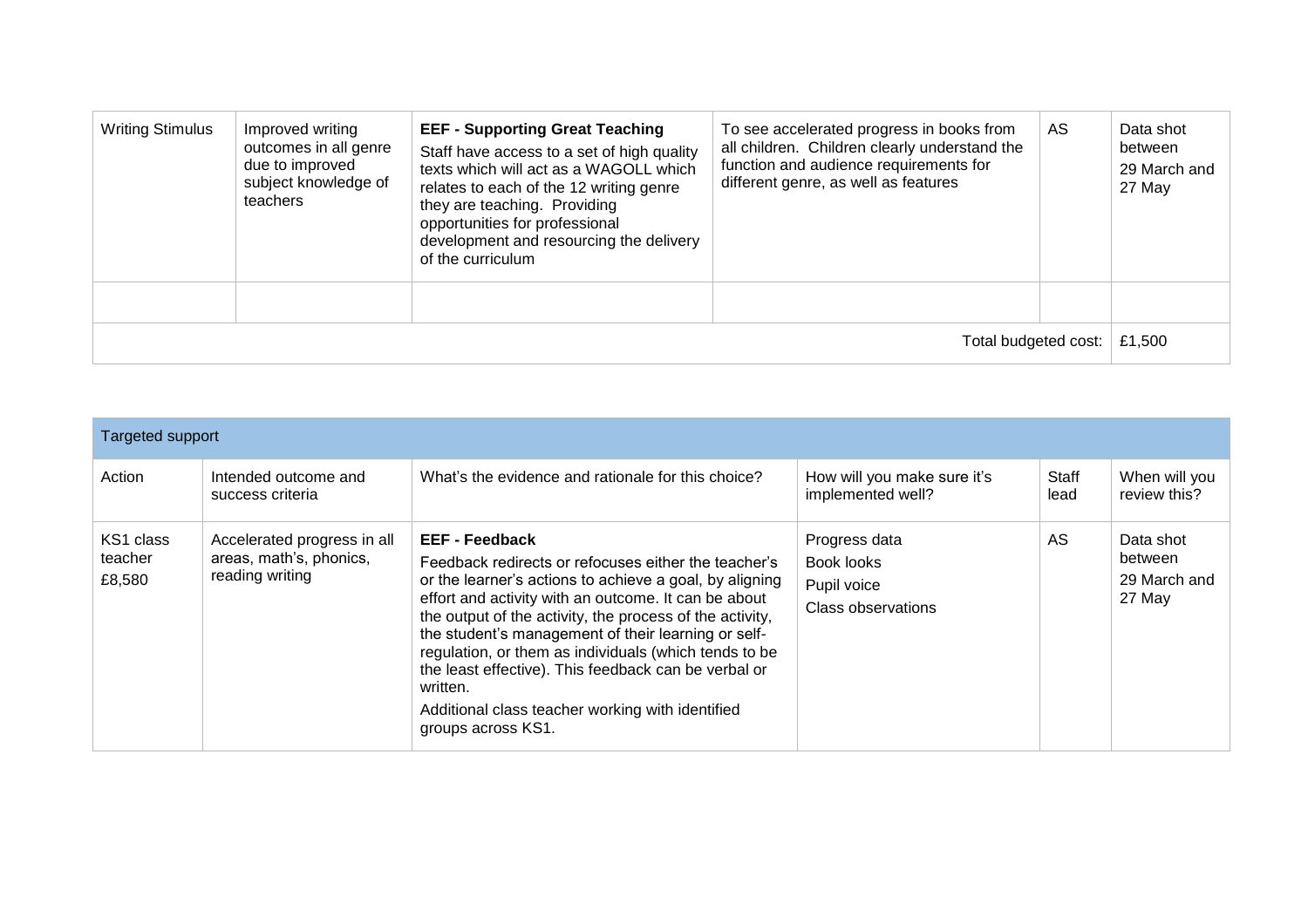| Writing Stimulus | Improved writing outcomes in all genre due to improved subject knowledge of teachers | **EEF - Supporting Great Teaching**<br>Staff have access to a set of high quality texts which will act as a WAGOLL which relates to each of the 12 writing genre they are teaching. Providing opportunities for professional development and resourcing the delivery of the curriculum | To see accelerated progress in books from all children. Children clearly understand the function and audience requirements for different genre, as well as features | AS | Data shot between 29 March and 27 May |
|---|---|---|---|---|---|
| | | | | | |
| | | | | Total budgeted cost: | £1,500 |

| Targeted support | | | | | |
|---|---|---|---|---|---|
| Action | Intended outcome and success criteria | What's the evidence and rationale for this choice? | How will you make sure it's implemented well? | Staff lead | When will you review this? |
| KS1 class teacher £8,580 | Accelerated progress in all areas, math's, phonics, reading writing | **EEF - Feedback**<br>Feedback redirects or refocuses either the teacher's or the learner's actions to achieve a goal, by aligning effort and activity with an outcome. It can be about the output of the activity, the process of the activity, the student's management of their learning or self-regulation, or them as individuals (which tends to be the least effective). This feedback can be verbal or written.<br>Additional class teacher working with identified groups across KS1. | Progress data<br>Book looks<br>Pupil voice<br>Class observations | AS | Data shot between 29 March and 27 May |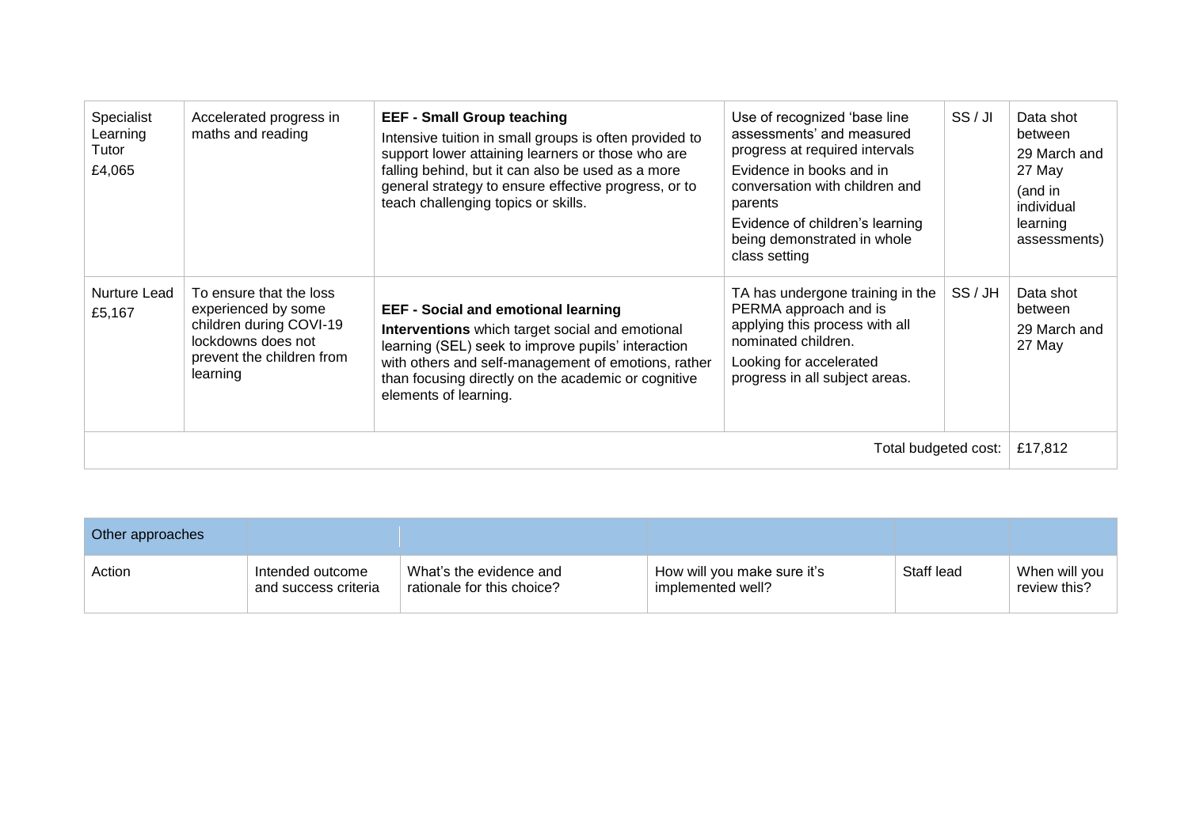| Specialist Learning Tutor £4,065 | Accelerated progress in maths and reading | **EEF - Small Group teaching** Intensive tuition in small groups is often provided to support lower attaining learners or those who are falling behind, but it can also be used as a more general strategy to ensure effective progress, or to teach challenging topics or skills. | Use of recognized 'base line assessments' and measured progress at required intervals<br>Evidence in books and in conversation with children and parents<br>Evidence of children's learning being demonstrated in whole class setting | SS / JI | Data shot between 29 March and 27 May (and in individual learning assessments) |
|---|---|---|---|---|---|
| Nurture Lead £5,167 | To ensure that the loss experienced by some children during COVI-19 lockdowns does not prevent the children from learning | **EEF - Social and emotional learning** **Interventions** which target social and emotional learning (SEL) seek to improve pupils' interaction with others and self-management of emotions, rather than focusing directly on the academic or cognitive elements of learning. | TA has undergone training in the PERMA approach and is applying this process with all nominated children.<br>Looking for accelerated progress in all subject areas. | SS / JH | Data shot between 29 March and 27 May |
| | | | | Total budgeted cost: | £17,812 |

| Other approaches | | | | | |
|---|---|---|---|---|---|
| Action | Intended outcome and success criteria | What's the evidence and rationale for this choice? | How will you make sure it's implemented well? | Staff lead | When will you review this? |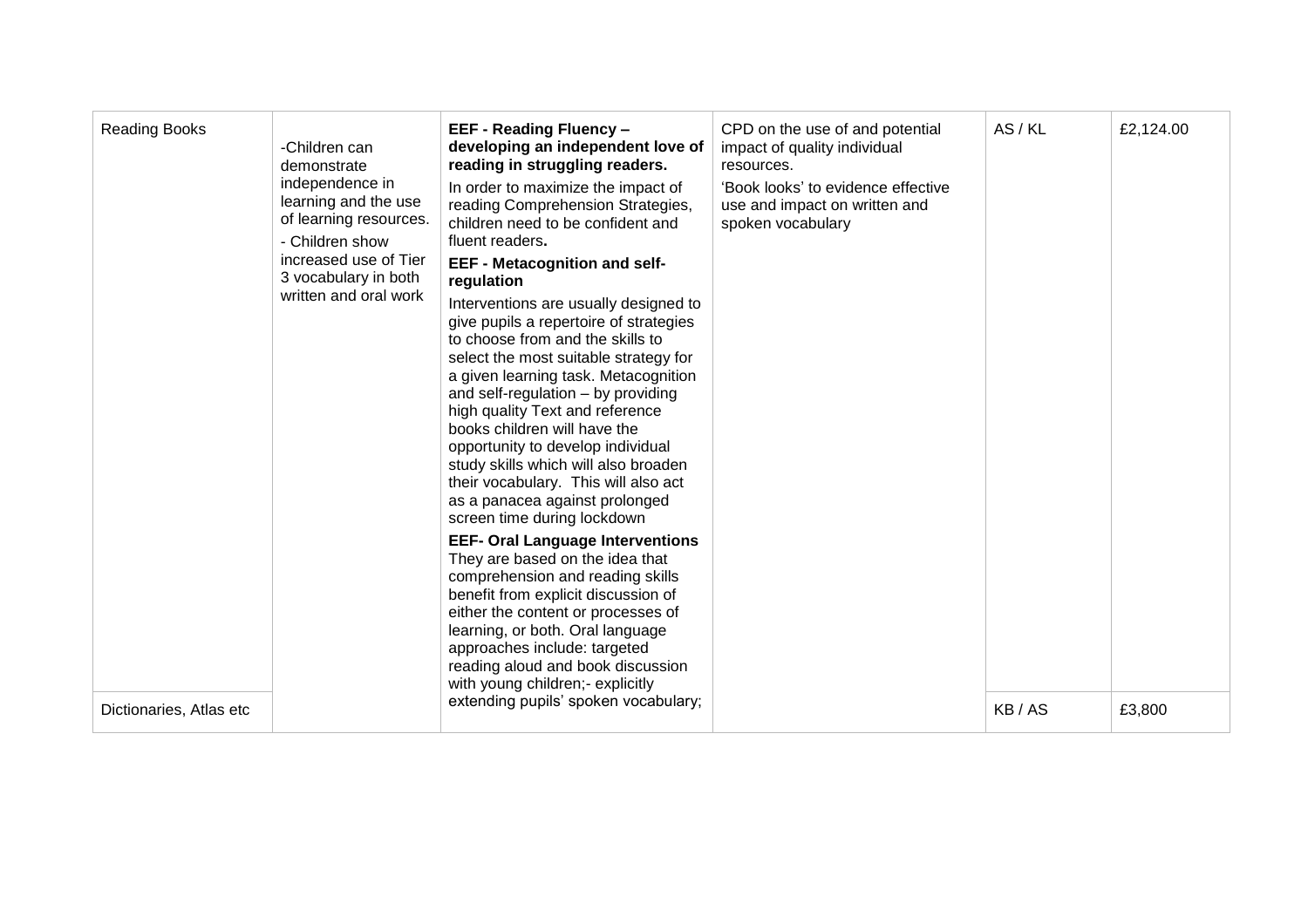| | | | | | |
|---|---|---|---|---|---|
| Reading Books | -Children can demonstrate independence in learning and the use of learning resources.<br>- Children show increased use of Tier 3 vocabulary in both written and oral work | **EEF - Reading Fluency – developing an independent love of reading in struggling readers.**<br>In order to maximize the impact of reading Comprehension Strategies, children need to be confident and fluent readers**.**<br>**EEF - Metacognition and self-regulation**<br>Interventions are usually designed to give pupils a repertoire of strategies to choose from and the skills to select the most suitable strategy for a given learning task. Metacognition and self-regulation – by providing high quality Text and reference books children will have the opportunity to develop individual study skills which will also broaden their vocabulary. This will also act as a panacea against prolonged screen time during lockdown<br>**EEF- Oral Language Interventions** They are based on the idea that comprehension and reading skills benefit from explicit discussion of either the content or processes of learning, or both. Oral language approaches include: targeted reading aloud and book discussion with young children;- explicitly extending pupils' spoken vocabulary; | CPD on the use of and potential impact of quality individual resources.<br>'Book looks' to evidence effective use and impact on written and spoken vocabulary | AS / KL | £2,124.00 |
| Dictionaries, Atlas etc | | | | KB / AS | £3,800 |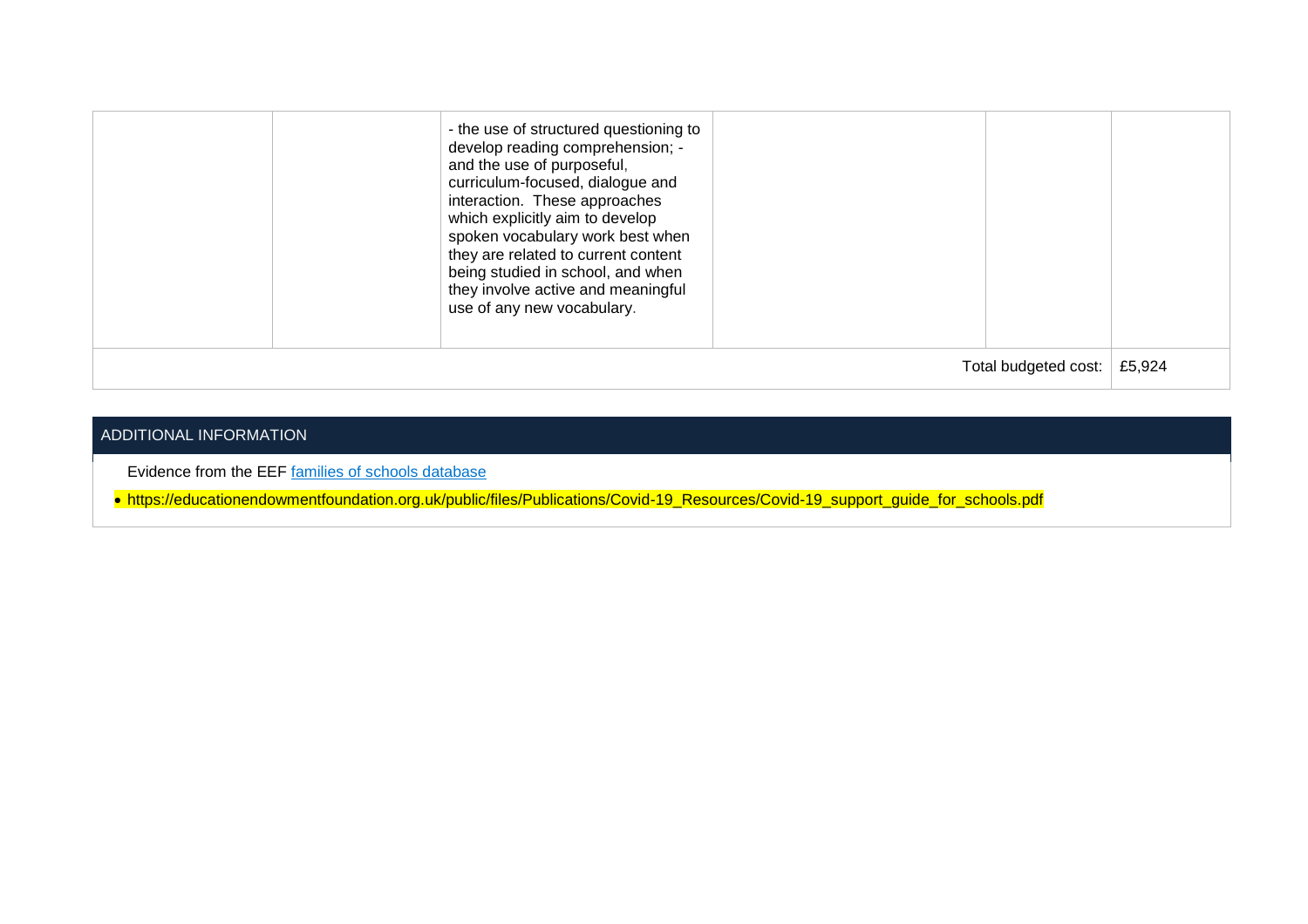| | | | | | |
|---|---|---|---|---|---|
| | | - the use of structured questioning to develop reading comprehension; - and the use of purposeful, curriculum-focused, dialogue and interaction. These approaches which explicitly aim to develop spoken vocabulary work best when they are related to current content being studied in school, and when they involve active and meaningful use of any new vocabulary. | | | |
| | | | | Total budgeted cost: | £5,924 |

## ADDITIONAL INFORMATION

Evidence from the EEF [families of schools database]

- https://educationendowmentfoundation.org.uk/public/files/Publications/Covid-19_Resources/Covid-19_support_guide_for_schools.pdf